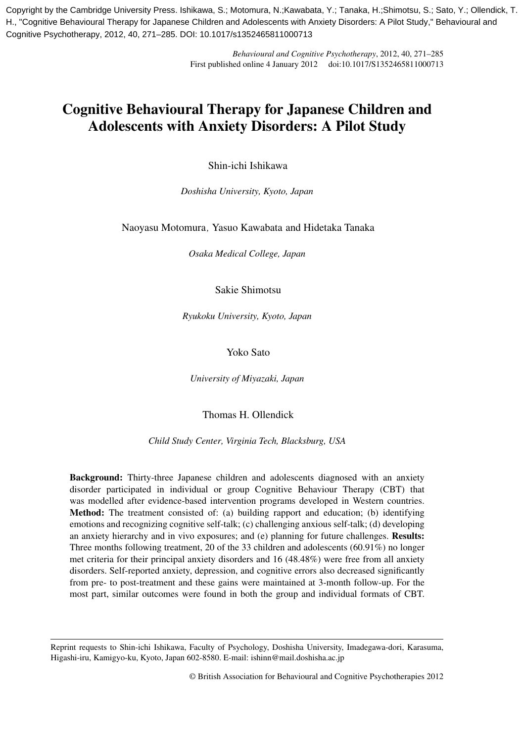Copyright by the Cambridge University Press. Ishikawa, S.; Motomura, N.;Kawabata, Y.; Tanaka, H.;Shimotsu, S.; Sato, Y.; Ollendick, T. H., "Cognitive Behavioural Therapy for Japanese Children and Adolescents with Anxiety Disorders: A Pilot Study," Behavioural and Cognitive Psychotherapy, 2012, 40, 271–285. DOI: 10.1017/s1352465811000713

*Behavioural and Cognitive Psychotherapy*, 2012, 40, 271–285
First published online 4 January 2012 doi:10.1017/S1352465811000713

# Cognitive Behavioural Therapy for Japanese Children and Adolescents with Anxiety Disorders: A Pilot Study

Shin-ichi Ishikawa

*Doshisha University, Kyoto, Japan*

Naoyasu Motomura, Yasuo Kawabata and Hidetaka Tanaka

*Osaka Medical College, Japan*

Sakie Shimotsu

*Ryukoku University, Kyoto, Japan*

Yoko Sato

*University of Miyazaki, Japan*

Thomas H. Ollendick

*Child Study Center, Virginia Tech, Blacksburg, USA*

**Background:** Thirty-three Japanese children and adolescents diagnosed with an anxiety disorder participated in individual or group Cognitive Behaviour Therapy (CBT) that was modelled after evidence-based intervention programs developed in Western countries. **Method:** The treatment consisted of: (a) building rapport and education; (b) identifying emotions and recognizing cognitive self-talk; (c) challenging anxious self-talk; (d) developing an anxiety hierarchy and in vivo exposures; and (e) planning for future challenges. **Results:** Three months following treatment, 20 of the 33 children and adolescents (60.91%) no longer met criteria for their principal anxiety disorders and 16 (48.48%) were free from all anxiety disorders. Self-reported anxiety, depression, and cognitive errors also decreased significantly from pre- to post-treatment and these gains were maintained at 3-month follow-up. For the most part, similar outcomes were found in both the group and individual formats of CBT.

Reprint requests to Shin-ichi Ishikawa, Faculty of Psychology, Doshisha University, Imadegawa-dori, Karasuma, Higashi-iru, Kamigyo-ku, Kyoto, Japan 602-8580. E-mail: ishinn@mail.doshisha.ac.jp

© British Association for Behavioural and Cognitive Psychotherapies 2012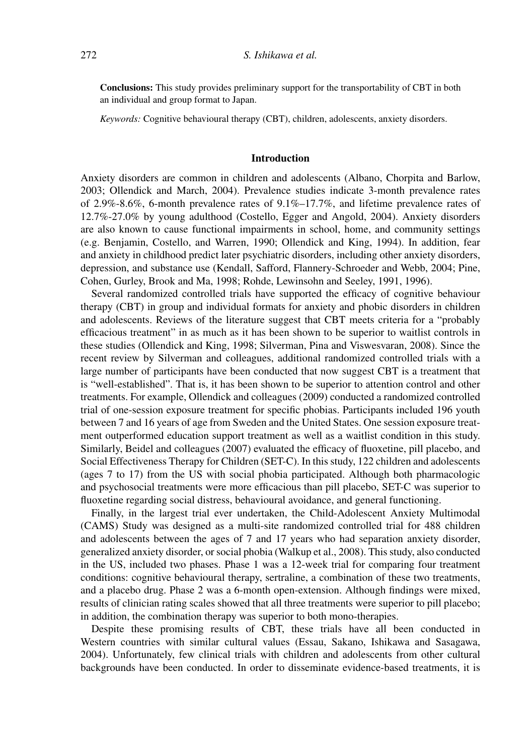**Conclusions:** This study provides preliminary support for the transportability of CBT in both an individual and group format to Japan.

*Keywords:* Cognitive behavioural therapy (CBT), children, adolescents, anxiety disorders.

## Introduction

Anxiety disorders are common in children and adolescents (Albano, Chorpita and Barlow, 2003; Ollendick and March, 2004). Prevalence studies indicate 3-month prevalence rates of 2.9%-8.6%, 6-month prevalence rates of 9.1%–17.7%, and lifetime prevalence rates of 12.7%-27.0% by young adulthood (Costello, Egger and Angold, 2004). Anxiety disorders are also known to cause functional impairments in school, home, and community settings (e.g. Benjamin, Costello, and Warren, 1990; Ollendick and King, 1994). In addition, fear and anxiety in childhood predict later psychiatric disorders, including other anxiety disorders, depression, and substance use (Kendall, Safford, Flannery-Schroeder and Webb, 2004; Pine, Cohen, Gurley, Brook and Ma, 1998; Rohde, Lewinsohn and Seeley, 1991, 1996).

Several randomized controlled trials have supported the efficacy of cognitive behaviour therapy (CBT) in group and individual formats for anxiety and phobic disorders in children and adolescents. Reviews of the literature suggest that CBT meets criteria for a "probably efficacious treatment" in as much as it has been shown to be superior to waitlist controls in these studies (Ollendick and King, 1998; Silverman, Pina and Viswesvaran, 2008). Since the recent review by Silverman and colleagues, additional randomized controlled trials with a large number of participants have been conducted that now suggest CBT is a treatment that is "well-established". That is, it has been shown to be superior to attention control and other treatments. For example, Ollendick and colleagues (2009) conducted a randomized controlled trial of one-session exposure treatment for specific phobias. Participants included 196 youth between 7 and 16 years of age from Sweden and the United States. One session exposure treatment outperformed education support treatment as well as a waitlist condition in this study. Similarly, Beidel and colleagues (2007) evaluated the efficacy of fluoxetine, pill placebo, and Social Effectiveness Therapy for Children (SET-C). In this study, 122 children and adolescents (ages 7 to 17) from the US with social phobia participated. Although both pharmacologic and psychosocial treatments were more efficacious than pill placebo, SET-C was superior to fluoxetine regarding social distress, behavioural avoidance, and general functioning.

Finally, in the largest trial ever undertaken, the Child-Adolescent Anxiety Multimodal (CAMS) Study was designed as a multi-site randomized controlled trial for 488 children and adolescents between the ages of 7 and 17 years who had separation anxiety disorder, generalized anxiety disorder, or social phobia (Walkup et al., 2008). This study, also conducted in the US, included two phases. Phase 1 was a 12-week trial for comparing four treatment conditions: cognitive behavioural therapy, sertraline, a combination of these two treatments, and a placebo drug. Phase 2 was a 6-month open-extension. Although findings were mixed, results of clinician rating scales showed that all three treatments were superior to pill placebo; in addition, the combination therapy was superior to both mono-therapies.

Despite these promising results of CBT, these trials have all been conducted in Western countries with similar cultural values (Essau, Sakano, Ishikawa and Sasagawa, 2004). Unfortunately, few clinical trials with children and adolescents from other cultural backgrounds have been conducted. In order to disseminate evidence-based treatments, it is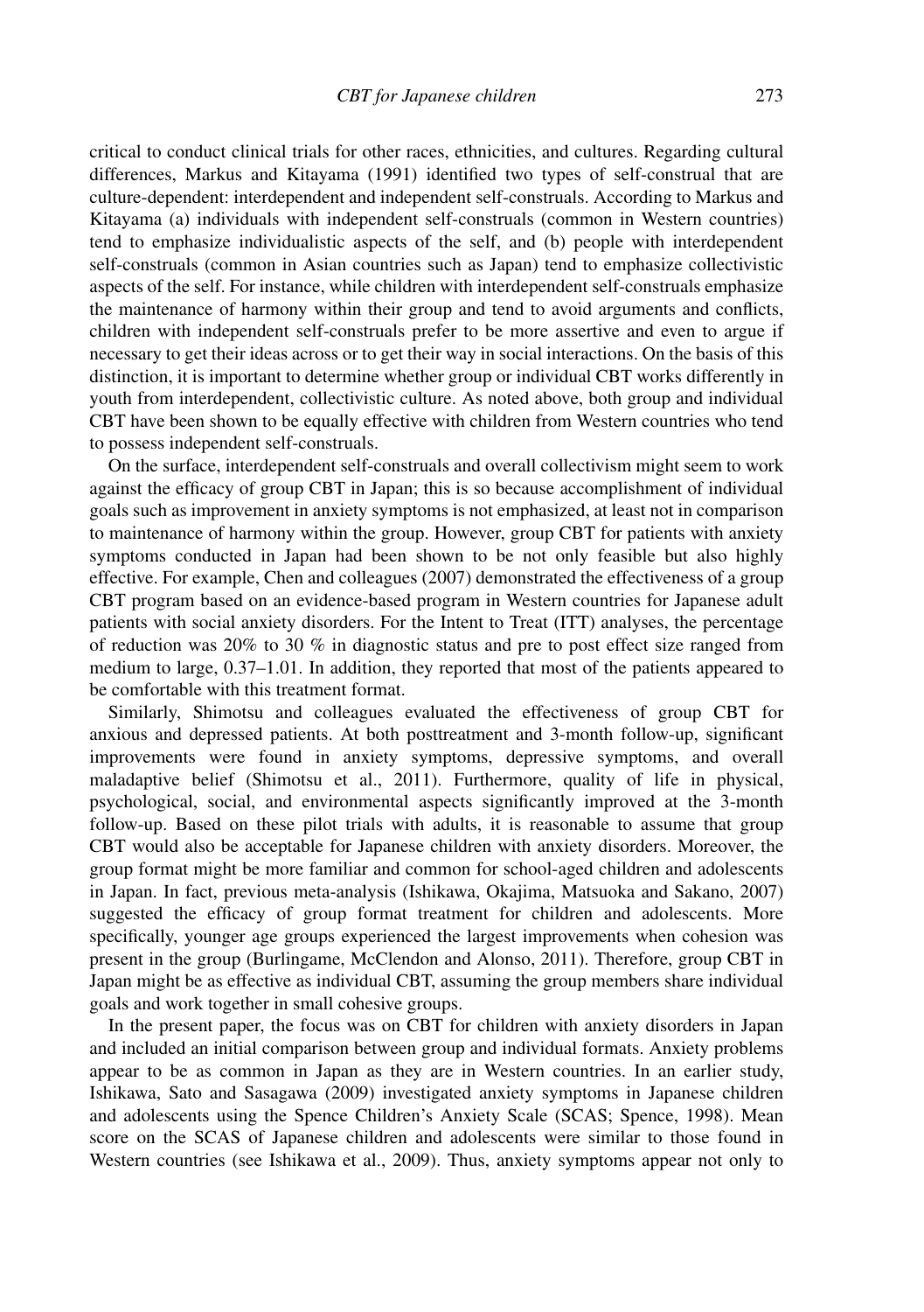critical to conduct clinical trials for other races, ethnicities, and cultures. Regarding cultural differences, Markus and Kitayama (1991) identified two types of self-construal that are culture-dependent: interdependent and independent self-construals. According to Markus and Kitayama (a) individuals with independent self-construals (common in Western countries) tend to emphasize individualistic aspects of the self, and (b) people with interdependent self-construals (common in Asian countries such as Japan) tend to emphasize collectivistic aspects of the self. For instance, while children with interdependent self-construals emphasize the maintenance of harmony within their group and tend to avoid arguments and conflicts, children with independent self-construals prefer to be more assertive and even to argue if necessary to get their ideas across or to get their way in social interactions. On the basis of this distinction, it is important to determine whether group or individual CBT works differently in youth from interdependent, collectivistic culture. As noted above, both group and individual CBT have been shown to be equally effective with children from Western countries who tend to possess independent self-construals.

On the surface, interdependent self-construals and overall collectivism might seem to work against the efficacy of group CBT in Japan; this is so because accomplishment of individual goals such as improvement in anxiety symptoms is not emphasized, at least not in comparison to maintenance of harmony within the group. However, group CBT for patients with anxiety symptoms conducted in Japan had been shown to be not only feasible but also highly effective. For example, Chen and colleagues (2007) demonstrated the effectiveness of a group CBT program based on an evidence-based program in Western countries for Japanese adult patients with social anxiety disorders. For the Intent to Treat (ITT) analyses, the percentage of reduction was 20% to 30 % in diagnostic status and pre to post effect size ranged from medium to large, 0.37–1.01. In addition, they reported that most of the patients appeared to be comfortable with this treatment format.

Similarly, Shimotsu and colleagues evaluated the effectiveness of group CBT for anxious and depressed patients. At both posttreatment and 3-month follow-up, significant improvements were found in anxiety symptoms, depressive symptoms, and overall maladaptive belief (Shimotsu et al., 2011). Furthermore, quality of life in physical, psychological, social, and environmental aspects significantly improved at the 3-month follow-up. Based on these pilot trials with adults, it is reasonable to assume that group CBT would also be acceptable for Japanese children with anxiety disorders. Moreover, the group format might be more familiar and common for school-aged children and adolescents in Japan. In fact, previous meta-analysis (Ishikawa, Okajima, Matsuoka and Sakano, 2007) suggested the efficacy of group format treatment for children and adolescents. More specifically, younger age groups experienced the largest improvements when cohesion was present in the group (Burlingame, McClendon and Alonso, 2011). Therefore, group CBT in Japan might be as effective as individual CBT, assuming the group members share individual goals and work together in small cohesive groups.

In the present paper, the focus was on CBT for children with anxiety disorders in Japan and included an initial comparison between group and individual formats. Anxiety problems appear to be as common in Japan as they are in Western countries. In an earlier study, Ishikawa, Sato and Sasagawa (2009) investigated anxiety symptoms in Japanese children and adolescents using the Spence Children's Anxiety Scale (SCAS; Spence, 1998). Mean score on the SCAS of Japanese children and adolescents were similar to those found in Western countries (see Ishikawa et al., 2009). Thus, anxiety symptoms appear not only to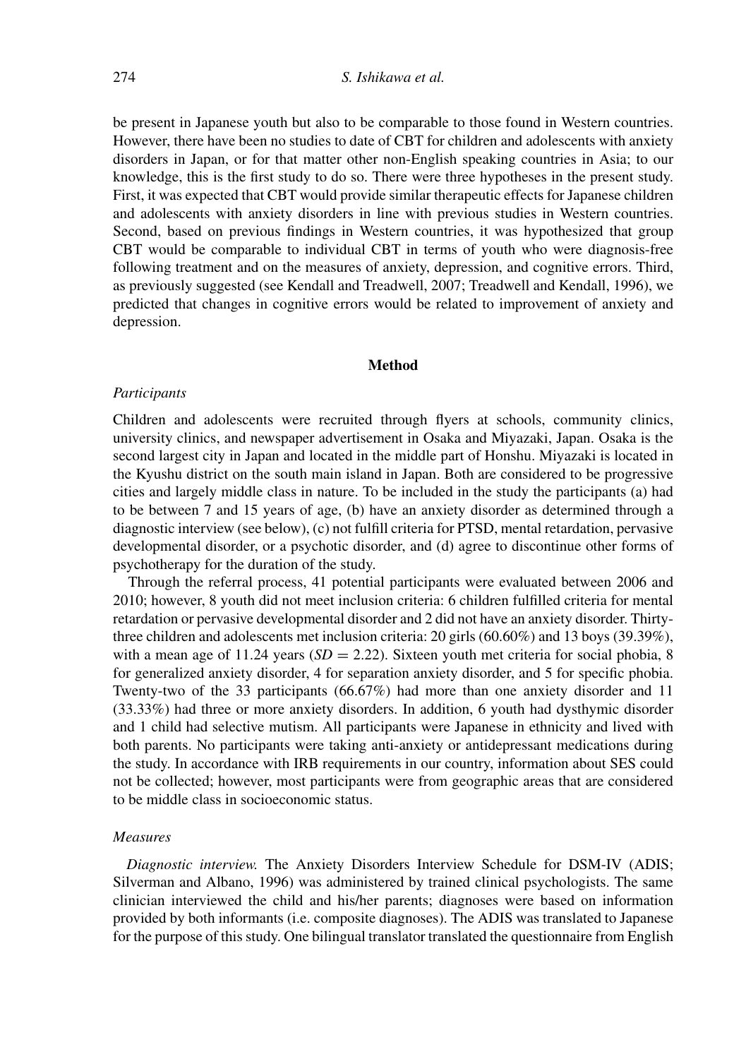be present in Japanese youth but also to be comparable to those found in Western countries. However, there have been no studies to date of CBT for children and adolescents with anxiety disorders in Japan, or for that matter other non-English speaking countries in Asia; to our knowledge, this is the first study to do so. There were three hypotheses in the present study. First, it was expected that CBT would provide similar therapeutic effects for Japanese children and adolescents with anxiety disorders in line with previous studies in Western countries. Second, based on previous findings in Western countries, it was hypothesized that group CBT would be comparable to individual CBT in terms of youth who were diagnosis-free following treatment and on the measures of anxiety, depression, and cognitive errors. Third, as previously suggested (see Kendall and Treadwell, 2007; Treadwell and Kendall, 1996), we predicted that changes in cognitive errors would be related to improvement of anxiety and depression.

## Method

### *Participants*

Children and adolescents were recruited through flyers at schools, community clinics, university clinics, and newspaper advertisement in Osaka and Miyazaki, Japan. Osaka is the second largest city in Japan and located in the middle part of Honshu. Miyazaki is located in the Kyushu district on the south main island in Japan. Both are considered to be progressive cities and largely middle class in nature. To be included in the study the participants (a) had to be between 7 and 15 years of age, (b) have an anxiety disorder as determined through a diagnostic interview (see below), (c) not fulfill criteria for PTSD, mental retardation, pervasive developmental disorder, or a psychotic disorder, and (d) agree to discontinue other forms of psychotherapy for the duration of the study.

Through the referral process, 41 potential participants were evaluated between 2006 and 2010; however, 8 youth did not meet inclusion criteria: 6 children fulfilled criteria for mental retardation or pervasive developmental disorder and 2 did not have an anxiety disorder. Thirty-three children and adolescents met inclusion criteria: 20 girls (60.60%) and 13 boys (39.39%), with a mean age of 11.24 years ($SD = 2.22$). Sixteen youth met criteria for social phobia, 8 for generalized anxiety disorder, 4 for separation anxiety disorder, and 5 for specific phobia. Twenty-two of the 33 participants (66.67%) had more than one anxiety disorder and 11 (33.33%) had three or more anxiety disorders. In addition, 6 youth had dysthymic disorder and 1 child had selective mutism. All participants were Japanese in ethnicity and lived with both parents. No participants were taking anti-anxiety or antidepressant medications during the study. In accordance with IRB requirements in our country, information about SES could not be collected; however, most participants were from geographic areas that are considered to be middle class in socioeconomic status.

### *Measures*

*Diagnostic interview.* The Anxiety Disorders Interview Schedule for DSM-IV (ADIS; Silverman and Albano, 1996) was administered by trained clinical psychologists. The same clinician interviewed the child and his/her parents; diagnoses were based on information provided by both informants (i.e. composite diagnoses). The ADIS was translated to Japanese for the purpose of this study. One bilingual translator translated the questionnaire from English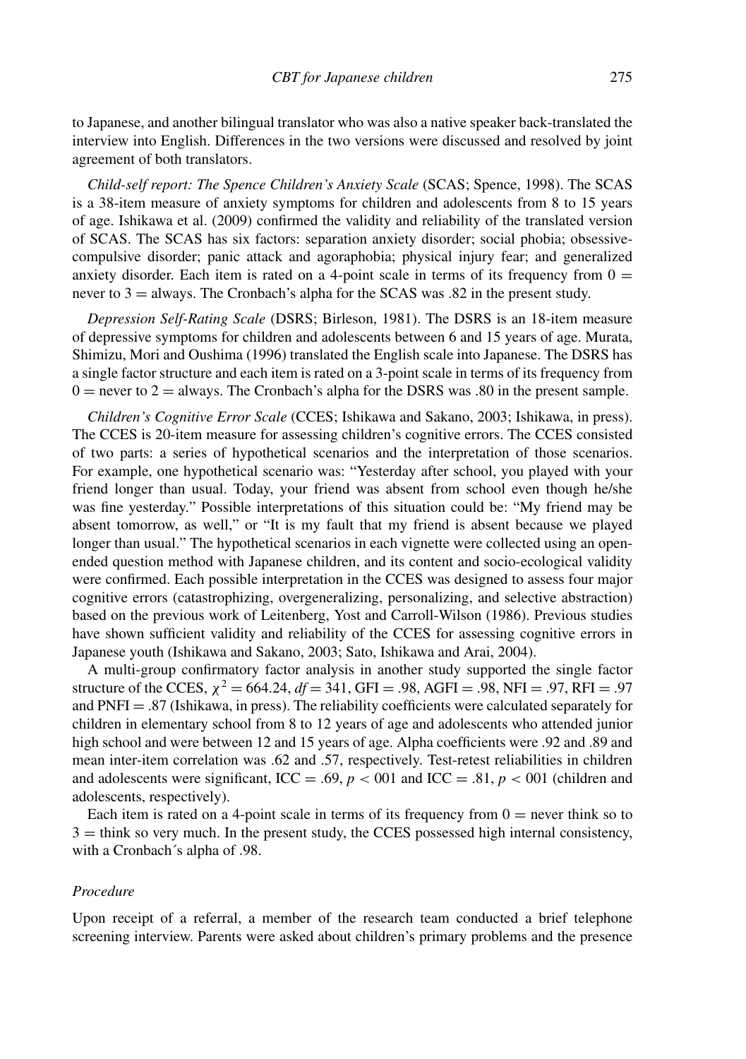to Japanese, and another bilingual translator who was also a native speaker back-translated the interview into English. Differences in the two versions were discussed and resolved by joint agreement of both translators.

*Child-self report: The Spence Children's Anxiety Scale* (SCAS; Spence, 1998). The SCAS is a 38-item measure of anxiety symptoms for children and adolescents from 8 to 15 years of age. Ishikawa et al. (2009) confirmed the validity and reliability of the translated version of SCAS. The SCAS has six factors: separation anxiety disorder; social phobia; obsessive-compulsive disorder; panic attack and agoraphobia; physical injury fear; and generalized anxiety disorder. Each item is rated on a 4-point scale in terms of its frequency from $0 =$ never to $3 =$ always. The Cronbach's alpha for the SCAS was .82 in the present study.

*Depression Self-Rating Scale* (DSRS; Birleson, 1981). The DSRS is an 18-item measure of depressive symptoms for children and adolescents between 6 and 15 years of age. Murata, Shimizu, Mori and Oushima (1996) translated the English scale into Japanese. The DSRS has a single factor structure and each item is rated on a 3-point scale in terms of its frequency from $0 =$ never to $2 =$ always. The Cronbach's alpha for the DSRS was .80 in the present sample.

*Children's Cognitive Error Scale* (CCES; Ishikawa and Sakano, 2003; Ishikawa, in press). The CCES is 20-item measure for assessing children's cognitive errors. The CCES consisted of two parts: a series of hypothetical scenarios and the interpretation of those scenarios. For example, one hypothetical scenario was: "Yesterday after school, you played with your friend longer than usual. Today, your friend was absent from school even though he/she was fine yesterday." Possible interpretations of this situation could be: "My friend may be absent tomorrow, as well," or "It is my fault that my friend is absent because we played longer than usual." The hypothetical scenarios in each vignette were collected using an open-ended question method with Japanese children, and its content and socio-ecological validity were confirmed. Each possible interpretation in the CCES was designed to assess four major cognitive errors (catastrophizing, overgeneralizing, personalizing, and selective abstraction) based on the previous work of Leitenberg, Yost and Carroll-Wilson (1986). Previous studies have shown sufficient validity and reliability of the CCES for assessing cognitive errors in Japanese youth (Ishikawa and Sakano, 2003; Sato, Ishikawa and Arai, 2004).

A multi-group confirmatory factor analysis in another study supported the single factor structure of the CCES, $\chi^2 = 664.24$, $df = 341$, GFI = .98, AGFI = .98, NFI = .97, RFI = .97 and PNFI = .87 (Ishikawa, in press). The reliability coefficients were calculated separately for children in elementary school from 8 to 12 years of age and adolescents who attended junior high school and were between 12 and 15 years of age. Alpha coefficients were .92 and .89 and mean inter-item correlation was .62 and .57, respectively. Test-retest reliabilities in children and adolescents were significant, ICC = .69, $p < 001$ and ICC = .81, $p < 001$ (children and adolescents, respectively).

Each item is rated on a 4-point scale in terms of its frequency from $0 =$ never think so to $3 =$ think so very much. In the present study, the CCES possessed high internal consistency, with a Cronbach´s alpha of .98.

### *Procedure*

Upon receipt of a referral, a member of the research team conducted a brief telephone screening interview. Parents were asked about children's primary problems and the presence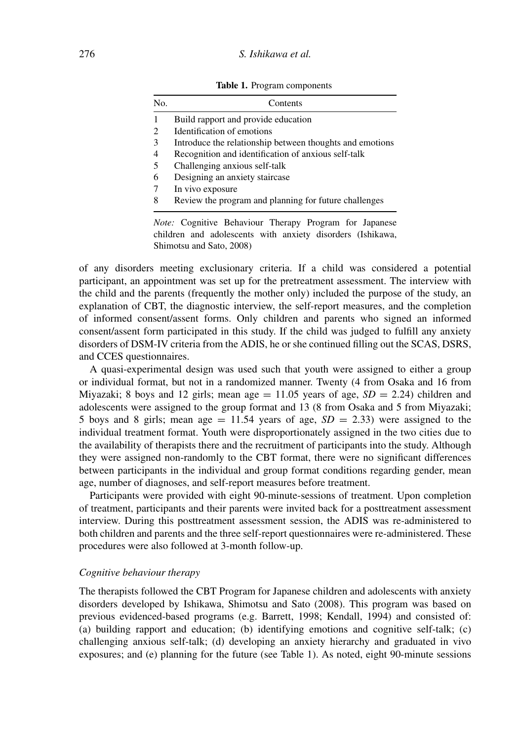**Table 1.** Program components

| No. | Contents |
|---|---|
| 1 | Build rapport and provide education |
| 2 | Identification of emotions |
| 3 | Introduce the relationship between thoughts and emotions |
| 4 | Recognition and identification of anxious self-talk |
| 5 | Challenging anxious self-talk |
| 6 | Designing an anxiety staircase |
| 7 | In vivo exposure |
| 8 | Review the program and planning for future challenges |

*Note:* Cognitive Behaviour Therapy Program for Japanese children and adolescents with anxiety disorders (Ishikawa, Shimotsu and Sato, 2008)

of any disorders meeting exclusionary criteria. If a child was considered a potential participant, an appointment was set up for the pretreatment assessment. The interview with the child and the parents (frequently the mother only) included the purpose of the study, an explanation of CBT, the diagnostic interview, the self-report measures, and the completion of informed consent/assent forms. Only children and parents who signed an informed consent/assent form participated in this study. If the child was judged to fulfill any anxiety disorders of DSM-IV criteria from the ADIS, he or she continued filling out the SCAS, DSRS, and CCES questionnaires.

A quasi-experimental design was used such that youth were assigned to either a group or individual format, but not in a randomized manner. Twenty (4 from Osaka and 16 from Miyazaki; 8 boys and 12 girls; mean age = 11.05 years of age, $SD = 2.24$) children and adolescents were assigned to the group format and 13 (8 from Osaka and 5 from Miyazaki; 5 boys and 8 girls; mean age = 11.54 years of age, $SD = 2.33$) were assigned to the individual treatment format. Youth were disproportionately assigned in the two cities due to the availability of therapists there and the recruitment of participants into the study. Although they were assigned non-randomly to the CBT format, there were no significant differences between participants in the individual and group format conditions regarding gender, mean age, number of diagnoses, and self-report measures before treatment.

Participants were provided with eight 90-minute-sessions of treatment. Upon completion of treatment, participants and their parents were invited back for a posttreatment assessment interview. During this posttreatment assessment session, the ADIS was re-administered to both children and parents and the three self-report questionnaires were re-administered. These procedures were also followed at 3-month follow-up.

### *Cognitive behaviour therapy*

The therapists followed the CBT Program for Japanese children and adolescents with anxiety disorders developed by Ishikawa, Shimotsu and Sato (2008). This program was based on previous evidenced-based programs (e.g. Barrett, 1998; Kendall, 1994) and consisted of: (a) building rapport and education; (b) identifying emotions and cognitive self-talk; (c) challenging anxious self-talk; (d) developing an anxiety hierarchy and graduated in vivo exposures; and (e) planning for the future (see Table 1). As noted, eight 90-minute sessions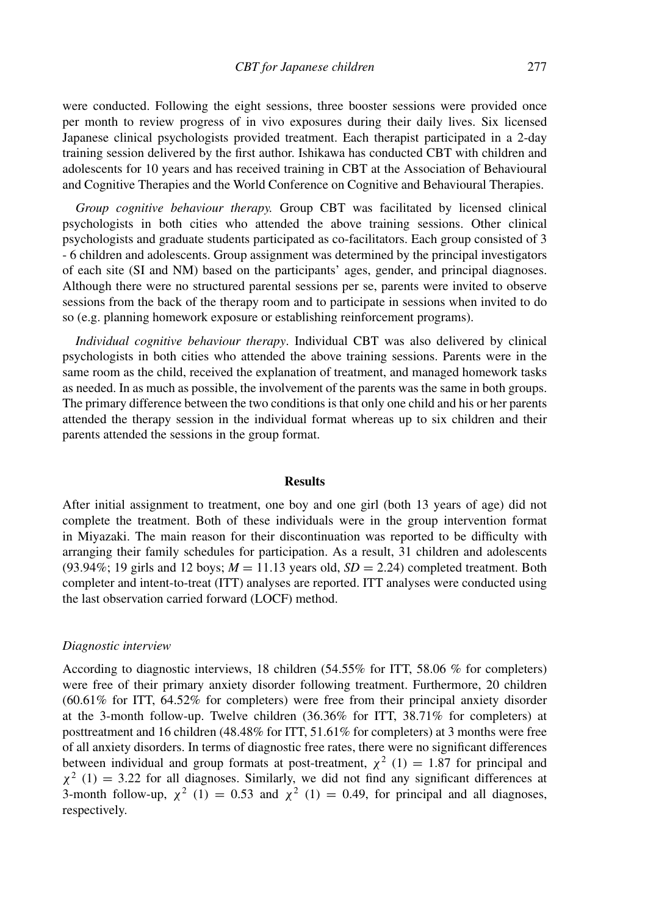were conducted. Following the eight sessions, three booster sessions were provided once per month to review progress of in vivo exposures during their daily lives. Six licensed Japanese clinical psychologists provided treatment. Each therapist participated in a 2-day training session delivered by the first author. Ishikawa has conducted CBT with children and adolescents for 10 years and has received training in CBT at the Association of Behavioural and Cognitive Therapies and the World Conference on Cognitive and Behavioural Therapies.

*Group cognitive behaviour therapy.* Group CBT was facilitated by licensed clinical psychologists in both cities who attended the above training sessions. Other clinical psychologists and graduate students participated as co-facilitators. Each group consisted of 3 - 6 children and adolescents. Group assignment was determined by the principal investigators of each site (SI and NM) based on the participants' ages, gender, and principal diagnoses. Although there were no structured parental sessions per se, parents were invited to observe sessions from the back of the therapy room and to participate in sessions when invited to do so (e.g. planning homework exposure or establishing reinforcement programs).

*Individual cognitive behaviour therapy*. Individual CBT was also delivered by clinical psychologists in both cities who attended the above training sessions. Parents were in the same room as the child, received the explanation of treatment, and managed homework tasks as needed. In as much as possible, the involvement of the parents was the same in both groups. The primary difference between the two conditions is that only one child and his or her parents attended the therapy session in the individual format whereas up to six children and their parents attended the sessions in the group format.

## Results

After initial assignment to treatment, one boy and one girl (both 13 years of age) did not complete the treatment. Both of these individuals were in the group intervention format in Miyazaki. The main reason for their discontinuation was reported to be difficulty with arranging their family schedules for participation. As a result, 31 children and adolescents (93.94%; 19 girls and 12 boys; $M = 11.13$ years old, $SD = 2.24$) completed treatment. Both completer and intent-to-treat (ITT) analyses are reported. ITT analyses were conducted using the last observation carried forward (LOCF) method.

### *Diagnostic interview*

According to diagnostic interviews, 18 children (54.55% for ITT, 58.06 % for completers) were free of their primary anxiety disorder following treatment. Furthermore, 20 children (60.61% for ITT, 64.52% for completers) were free from their principal anxiety disorder at the 3-month follow-up. Twelve children (36.36% for ITT, 38.71% for completers) at posttreatment and 16 children (48.48% for ITT, 51.61% for completers) at 3 months were free of all anxiety disorders. In terms of diagnostic free rates, there were no significant differences between individual and group formats at post-treatment, $\chi^2$ (1) = 1.87 for principal and $\chi^2$ (1) = 3.22 for all diagnoses. Similarly, we did not find any significant differences at 3-month follow-up, $\chi^2$ (1) = 0.53 and $\chi^2$ (1) = 0.49, for principal and all diagnoses, respectively.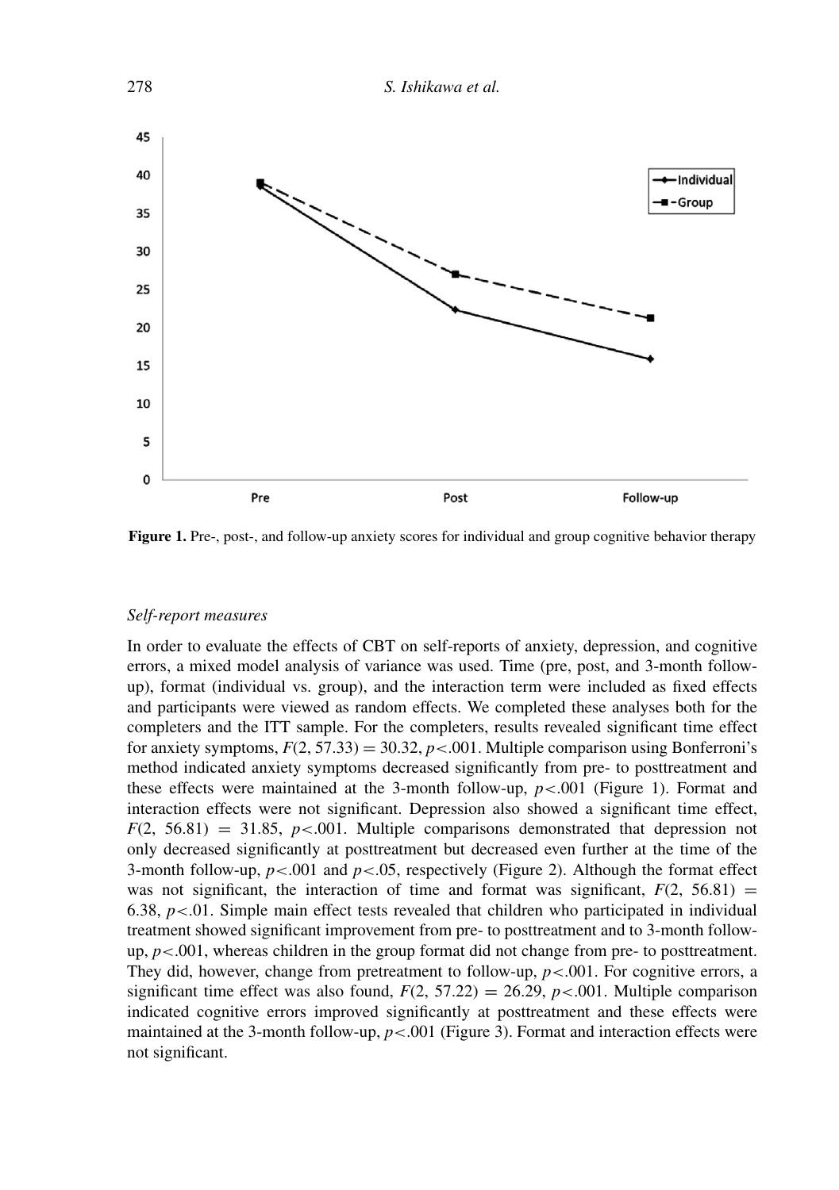**Figure 1.** Pre-, post-, and follow-up anxiety scores for individual and group cognitive behavior therapy

*Self-report measures*

In order to evaluate the effects of CBT on self-reports of anxiety, depression, and cognitive errors, a mixed model analysis of variance was used. Time (pre, post, and 3-month follow-up), format (individual vs. group), and the interaction term were included as fixed effects and participants were viewed as random effects. We completed these analyses both for the completers and the ITT sample. For the completers, results revealed significant time effect for anxiety symptoms, $F(2, 57.33) = 30.32$, $p<.001$. Multiple comparison using Bonferroni's method indicated anxiety symptoms decreased significantly from pre- to posttreatment and these effects were maintained at the 3-month follow-up, $p<.001$ (Figure 1). Format and interaction effects were not significant. Depression also showed a significant time effect, $F(2, 56.81) = 31.85$, $p<.001$. Multiple comparisons demonstrated that depression not only decreased significantly at posttreatment but decreased even further at the time of the 3-month follow-up, $p<.001$ and $p<.05$, respectively (Figure 2). Although the format effect was not significant, the interaction of time and format was significant, $F(2, 56.81) = 6.38$, $p<.01$. Simple main effect tests revealed that children who participated in individual treatment showed significant improvement from pre- to posttreatment and to 3-month follow-up, $p<.001$, whereas children in the group format did not change from pre- to posttreatment. They did, however, change from pretreatment to follow-up, $p<.001$. For cognitive errors, a significant time effect was also found, $F(2, 57.22) = 26.29$, $p<.001$. Multiple comparison indicated cognitive errors improved significantly at posttreatment and these effects were maintained at the 3-month follow-up, $p<.001$ (Figure 3). Format and interaction effects were not significant.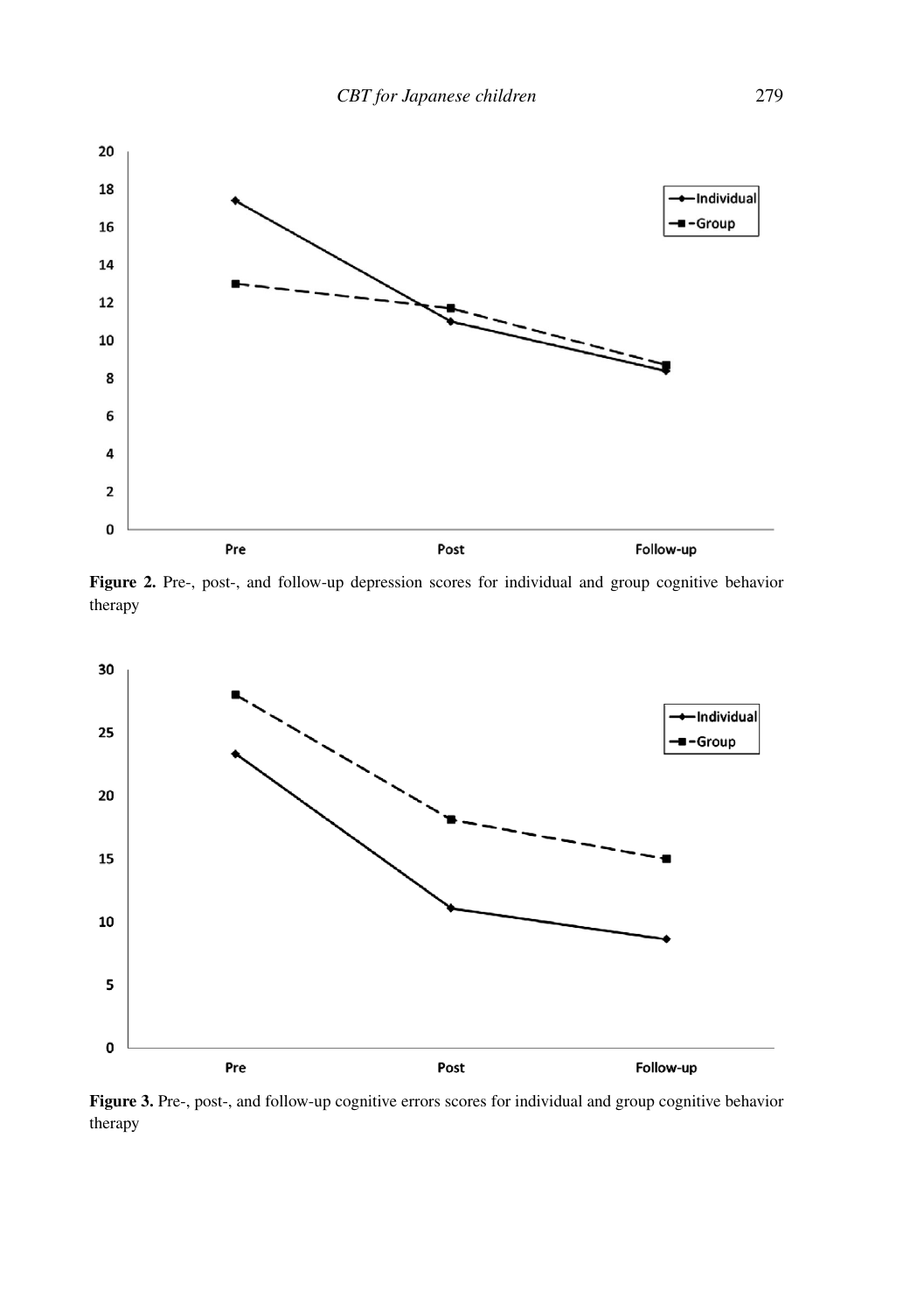**Figure 2.** Pre-, post-, and follow-up depression scores for individual and group cognitive behavior therapy

**Figure 3.** Pre-, post-, and follow-up cognitive errors scores for individual and group cognitive behavior therapy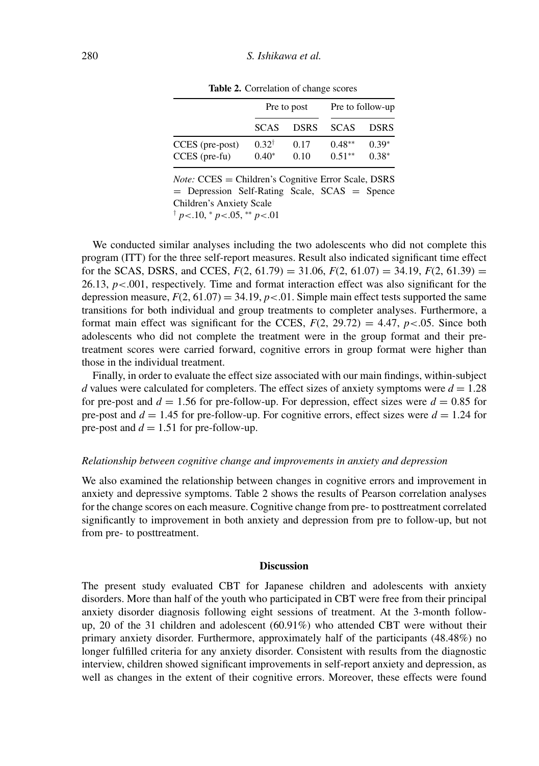**Table 2.** Correlation of change scores

| | Pre to post | | Pre to follow-up | |
|---|---|---|---|---|
| | SCAS | DSRS | SCAS | DSRS |
| CCES (pre-post) | 0.32[†] | 0.17 | 0.48[**] | 0.39[*] |
| CCES (pre-fu) | 0.40[*] | 0.10 | 0.51[**] | 0.38[*] |

*Note:* CCES = Children's Cognitive Error Scale, DSRS = Depression Self-Rating Scale, SCAS = Spence Children's Anxiety Scale
[†] $p<.10$, [*] $p<.05$, [**] $p<.01$

We conducted similar analyses including the two adolescents who did not complete this program (ITT) for the three self-report measures. Result also indicated significant time effect for the SCAS, DSRS, and CCES, $F(2, 61.79) = 31.06$, $F(2, 61.07) = 34.19$, $F(2, 61.39) = 26.13$, $p<.001$, respectively. Time and format interaction effect was also significant for the depression measure, $F(2, 61.07) = 34.19$, $p<.01$. Simple main effect tests supported the same transitions for both individual and group treatments to completer analyses. Furthermore, a format main effect was significant for the CCES, $F(2, 29.72) = 4.47$, $p<.05$. Since both adolescents who did not complete the treatment were in the group format and their pre-treatment scores were carried forward, cognitive errors in group format were higher than those in the individual treatment.

Finally, in order to evaluate the effect size associated with our main findings, within-subject $d$ values were calculated for completers. The effect sizes of anxiety symptoms were $d = 1.28$ for pre-post and $d = 1.56$ for pre-follow-up. For depression, effect sizes were $d = 0.85$ for pre-post and $d = 1.45$ for pre-follow-up. For cognitive errors, effect sizes were $d = 1.24$ for pre-post and $d = 1.51$ for pre-follow-up.

### *Relationship between cognitive change and improvements in anxiety and depression*

We also examined the relationship between changes in cognitive errors and improvement in anxiety and depressive symptoms. Table 2 shows the results of Pearson correlation analyses for the change scores on each measure. Cognitive change from pre- to posttreatment correlated significantly to improvement in both anxiety and depression from pre to follow-up, but not from pre- to posttreatment.

## Discussion

The present study evaluated CBT for Japanese children and adolescents with anxiety disorders. More than half of the youth who participated in CBT were free from their principal anxiety disorder diagnosis following eight sessions of treatment. At the 3-month follow-up, 20 of the 31 children and adolescent (60.91%) who attended CBT were without their primary anxiety disorder. Furthermore, approximately half of the participants (48.48%) no longer fulfilled criteria for any anxiety disorder. Consistent with results from the diagnostic interview, children showed significant improvements in self-report anxiety and depression, as well as changes in the extent of their cognitive errors. Moreover, these effects were found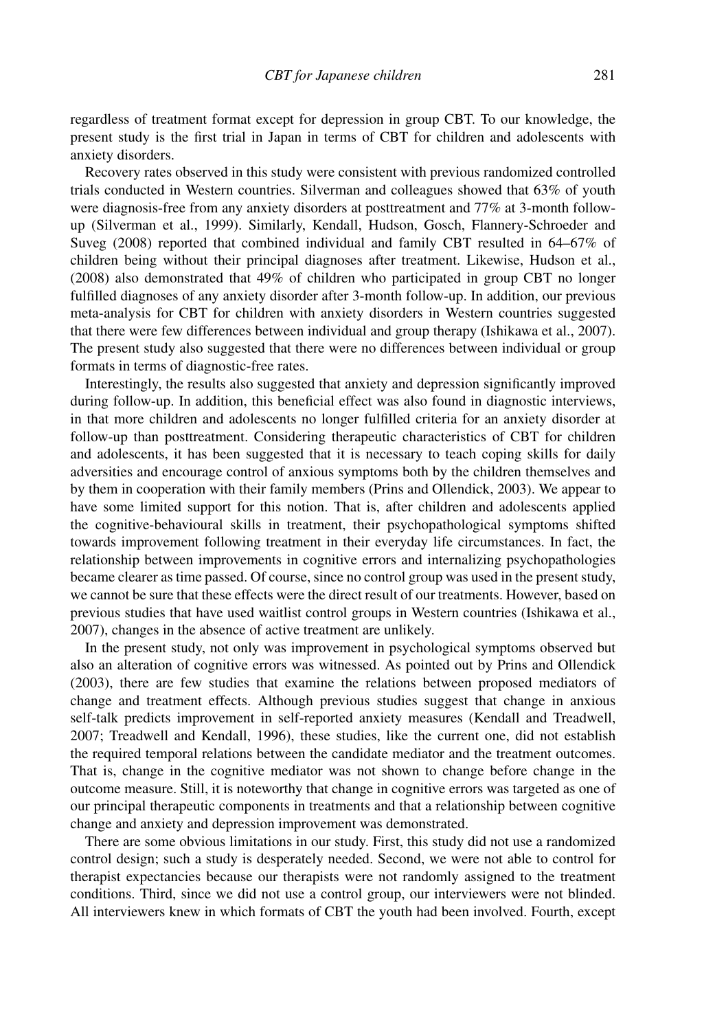regardless of treatment format except for depression in group CBT. To our knowledge, the present study is the first trial in Japan in terms of CBT for children and adolescents with anxiety disorders.

Recovery rates observed in this study were consistent with previous randomized controlled trials conducted in Western countries. Silverman and colleagues showed that 63% of youth were diagnosis-free from any anxiety disorders at posttreatment and 77% at 3-month follow-up (Silverman et al., 1999). Similarly, Kendall, Hudson, Gosch, Flannery-Schroeder and Suveg (2008) reported that combined individual and family CBT resulted in 64–67% of children being without their principal diagnoses after treatment. Likewise, Hudson et al., (2008) also demonstrated that 49% of children who participated in group CBT no longer fulfilled diagnoses of any anxiety disorder after 3-month follow-up. In addition, our previous meta-analysis for CBT for children with anxiety disorders in Western countries suggested that there were few differences between individual and group therapy (Ishikawa et al., 2007). The present study also suggested that there were no differences between individual or group formats in terms of diagnostic-free rates.

Interestingly, the results also suggested that anxiety and depression significantly improved during follow-up. In addition, this beneficial effect was also found in diagnostic interviews, in that more children and adolescents no longer fulfilled criteria for an anxiety disorder at follow-up than posttreatment. Considering therapeutic characteristics of CBT for children and adolescents, it has been suggested that it is necessary to teach coping skills for daily adversities and encourage control of anxious symptoms both by the children themselves and by them in cooperation with their family members (Prins and Ollendick, 2003). We appear to have some limited support for this notion. That is, after children and adolescents applied the cognitive-behavioural skills in treatment, their psychopathological symptoms shifted towards improvement following treatment in their everyday life circumstances. In fact, the relationship between improvements in cognitive errors and internalizing psychopathologies became clearer as time passed. Of course, since no control group was used in the present study, we cannot be sure that these effects were the direct result of our treatments. However, based on previous studies that have used waitlist control groups in Western countries (Ishikawa et al., 2007), changes in the absence of active treatment are unlikely.

In the present study, not only was improvement in psychological symptoms observed but also an alteration of cognitive errors was witnessed. As pointed out by Prins and Ollendick (2003), there are few studies that examine the relations between proposed mediators of change and treatment effects. Although previous studies suggest that change in anxious self-talk predicts improvement in self-reported anxiety measures (Kendall and Treadwell, 2007; Treadwell and Kendall, 1996), these studies, like the current one, did not establish the required temporal relations between the candidate mediator and the treatment outcomes. That is, change in the cognitive mediator was not shown to change before change in the outcome measure. Still, it is noteworthy that change in cognitive errors was targeted as one of our principal therapeutic components in treatments and that a relationship between cognitive change and anxiety and depression improvement was demonstrated.

There are some obvious limitations in our study. First, this study did not use a randomized control design; such a study is desperately needed. Second, we were not able to control for therapist expectancies because our therapists were not randomly assigned to the treatment conditions. Third, since we did not use a control group, our interviewers were not blinded. All interviewers knew in which formats of CBT the youth had been involved. Fourth, except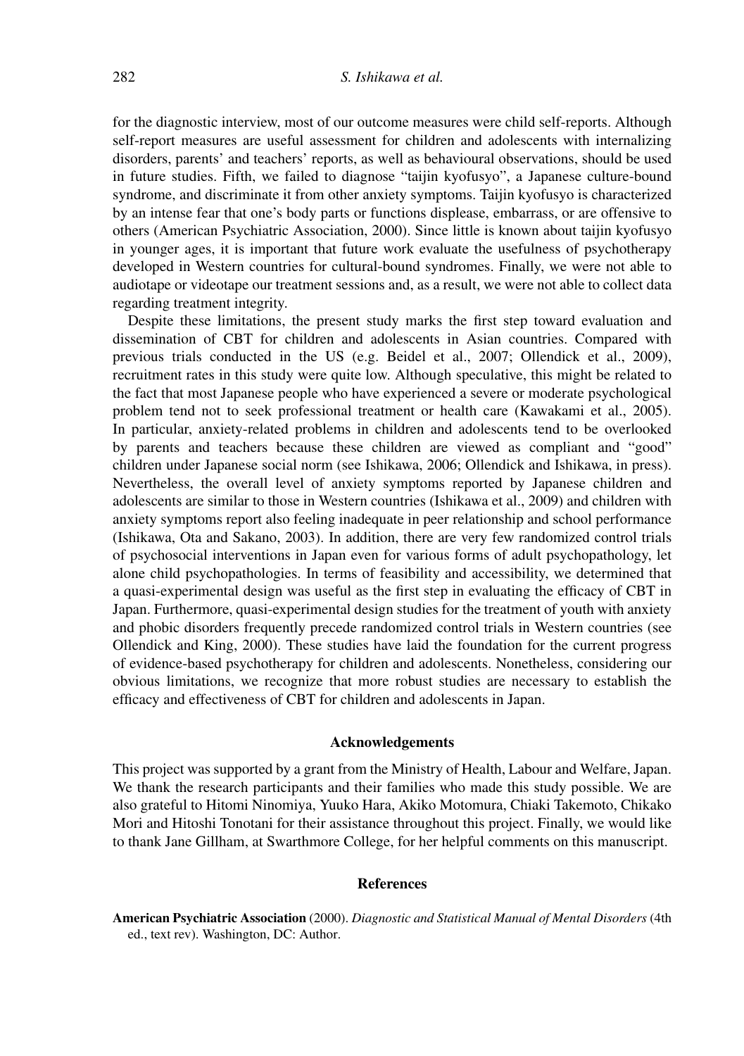for the diagnostic interview, most of our outcome measures were child self-reports. Although self-report measures are useful assessment for children and adolescents with internalizing disorders, parents' and teachers' reports, as well as behavioural observations, should be used in future studies. Fifth, we failed to diagnose "taijin kyofusyo", a Japanese culture-bound syndrome, and discriminate it from other anxiety symptoms. Taijin kyofusyo is characterized by an intense fear that one's body parts or functions displease, embarrass, or are offensive to others (American Psychiatric Association, 2000). Since little is known about taijin kyofusyo in younger ages, it is important that future work evaluate the usefulness of psychotherapy developed in Western countries for cultural-bound syndromes. Finally, we were not able to audiotape or videotape our treatment sessions and, as a result, we were not able to collect data regarding treatment integrity.

Despite these limitations, the present study marks the first step toward evaluation and dissemination of CBT for children and adolescents in Asian countries. Compared with previous trials conducted in the US (e.g. Beidel et al., 2007; Ollendick et al., 2009), recruitment rates in this study were quite low. Although speculative, this might be related to the fact that most Japanese people who have experienced a severe or moderate psychological problem tend not to seek professional treatment or health care (Kawakami et al., 2005). In particular, anxiety-related problems in children and adolescents tend to be overlooked by parents and teachers because these children are viewed as compliant and "good" children under Japanese social norm (see Ishikawa, 2006; Ollendick and Ishikawa, in press). Nevertheless, the overall level of anxiety symptoms reported by Japanese children and adolescents are similar to those in Western countries (Ishikawa et al., 2009) and children with anxiety symptoms report also feeling inadequate in peer relationship and school performance (Ishikawa, Ota and Sakano, 2003). In addition, there are very few randomized control trials of psychosocial interventions in Japan even for various forms of adult psychopathology, let alone child psychopathologies. In terms of feasibility and accessibility, we determined that a quasi-experimental design was useful as the first step in evaluating the efficacy of CBT in Japan. Furthermore, quasi-experimental design studies for the treatment of youth with anxiety and phobic disorders frequently precede randomized control trials in Western countries (see Ollendick and King, 2000). These studies have laid the foundation for the current progress of evidence-based psychotherapy for children and adolescents. Nonetheless, considering our obvious limitations, we recognize that more robust studies are necessary to establish the efficacy and effectiveness of CBT for children and adolescents in Japan.

## Acknowledgements

This project was supported by a grant from the Ministry of Health, Labour and Welfare, Japan. We thank the research participants and their families who made this study possible. We are also grateful to Hitomi Ninomiya, Yuuko Hara, Akiko Motomura, Chiaki Takemoto, Chikako Mori and Hitoshi Tonotani for their assistance throughout this project. Finally, we would like to thank Jane Gillham, at Swarthmore College, for her helpful comments on this manuscript.

## References

**American Psychiatric Association** (2000). *Diagnostic and Statistical Manual of Mental Disorders* (4th ed., text rev). Washington, DC: Author.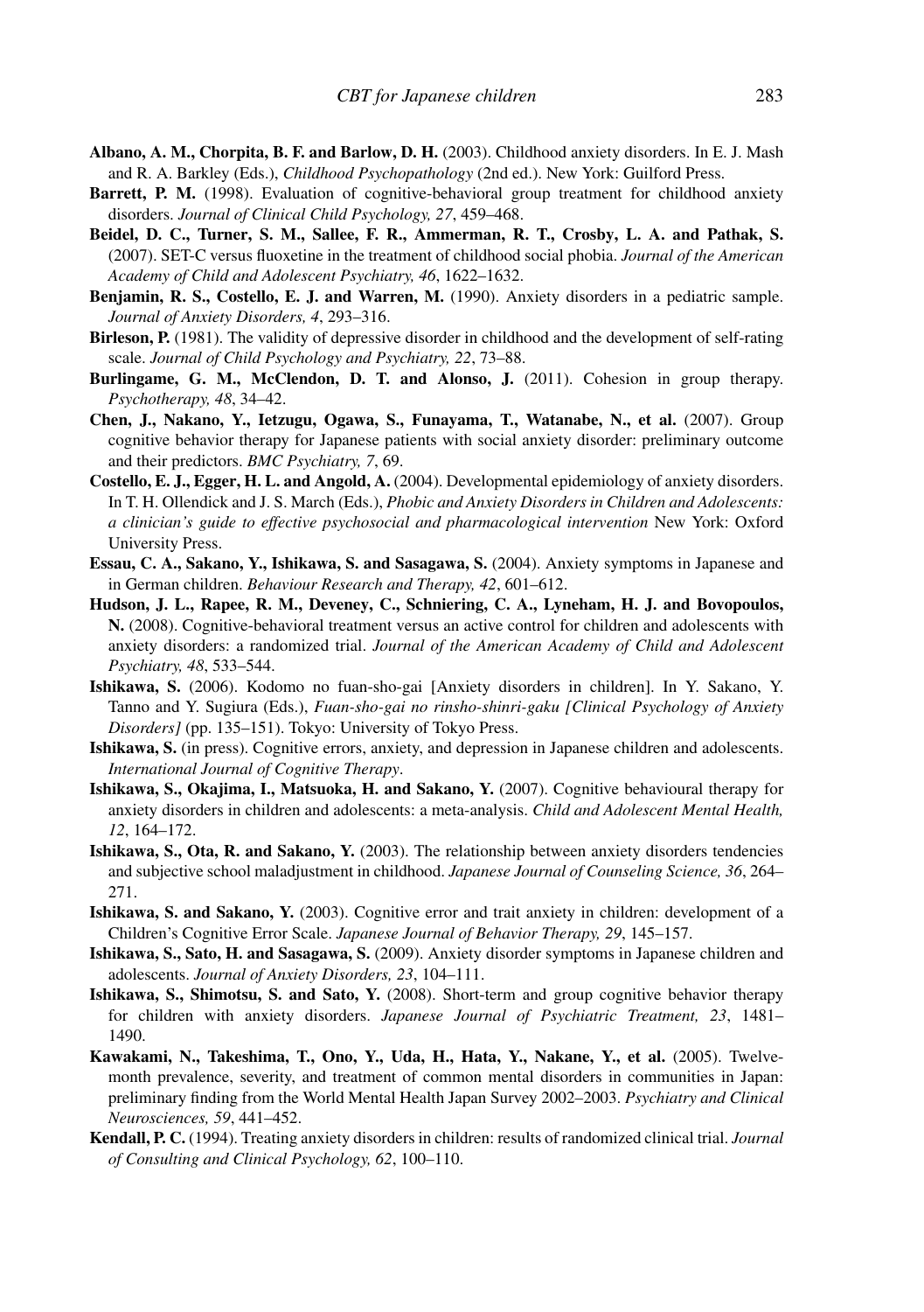**Albano, A. M., Chorpita, B. F. and Barlow, D. H.** (2003). Childhood anxiety disorders. In E. J. Mash and R. A. Barkley (Eds.), *Childhood Psychopathology* (2nd ed.). New York: Guilford Press.

**Barrett, P. M.** (1998). Evaluation of cognitive-behavioral group treatment for childhood anxiety disorders. *Journal of Clinical Child Psychology, 27*, 459–468.

**Beidel, D. C., Turner, S. M., Sallee, F. R., Ammerman, R. T., Crosby, L. A. and Pathak, S.** (2007). SET-C versus fluoxetine in the treatment of childhood social phobia. *Journal of the American Academy of Child and Adolescent Psychiatry, 46*, 1622–1632.

**Benjamin, R. S., Costello, E. J. and Warren, M.** (1990). Anxiety disorders in a pediatric sample. *Journal of Anxiety Disorders, 4*, 293–316.

**Birleson, P.** (1981). The validity of depressive disorder in childhood and the development of self-rating scale. *Journal of Child Psychology and Psychiatry, 22*, 73–88.

**Burlingame, G. M., McClendon, D. T. and Alonso, J.** (2011). Cohesion in group therapy. *Psychotherapy, 48*, 34–42.

**Chen, J., Nakano, Y., Ietzugu, Ogawa, S., Funayama, T., Watanabe, N., et al.** (2007). Group cognitive behavior therapy for Japanese patients with social anxiety disorder: preliminary outcome and their predictors. *BMC Psychiatry, 7*, 69.

**Costello, E. J., Egger, H. L. and Angold, A.** (2004). Developmental epidemiology of anxiety disorders. In T. H. Ollendick and J. S. March (Eds.), *Phobic and Anxiety Disorders in Children and Adolescents: a clinician's guide to effective psychosocial and pharmacological intervention* New York: Oxford University Press.

**Essau, C. A., Sakano, Y., Ishikawa, S. and Sasagawa, S.** (2004). Anxiety symptoms in Japanese and in German children. *Behaviour Research and Therapy, 42*, 601–612.

**Hudson, J. L., Rapee, R. M., Deveney, C., Schniering, C. A., Lyneham, H. J. and Bovopoulos, N.** (2008). Cognitive-behavioral treatment versus an active control for children and adolescents with anxiety disorders: a randomized trial. *Journal of the American Academy of Child and Adolescent Psychiatry, 48*, 533–544.

**Ishikawa, S.** (2006). Kodomo no fuan-sho-gai [Anxiety disorders in children]. In Y. Sakano, Y. Tanno and Y. Sugiura (Eds.), *Fuan-sho-gai no rinsho-shinri-gaku [Clinical Psychology of Anxiety Disorders]* (pp. 135–151). Tokyo: University of Tokyo Press.

**Ishikawa, S.** (in press). Cognitive errors, anxiety, and depression in Japanese children and adolescents. *International Journal of Cognitive Therapy*.

**Ishikawa, S., Okajima, I., Matsuoka, H. and Sakano, Y.** (2007). Cognitive behavioural therapy for anxiety disorders in children and adolescents: a meta-analysis. *Child and Adolescent Mental Health, 12*, 164–172.

**Ishikawa, S., Ota, R. and Sakano, Y.** (2003). The relationship between anxiety disorders tendencies and subjective school maladjustment in childhood. *Japanese Journal of Counseling Science, 36*, 264–271.

**Ishikawa, S. and Sakano, Y.** (2003). Cognitive error and trait anxiety in children: development of a Children's Cognitive Error Scale. *Japanese Journal of Behavior Therapy, 29*, 145–157.

**Ishikawa, S., Sato, H. and Sasagawa, S.** (2009). Anxiety disorder symptoms in Japanese children and adolescents. *Journal of Anxiety Disorders, 23*, 104–111.

**Ishikawa, S., Shimotsu, S. and Sato, Y.** (2008). Short-term and group cognitive behavior therapy for children with anxiety disorders. *Japanese Journal of Psychiatric Treatment, 23*, 1481–1490.

**Kawakami, N., Takeshima, T., Ono, Y., Uda, H., Hata, Y., Nakane, Y., et al.** (2005). Twelve-month prevalence, severity, and treatment of common mental disorders in communities in Japan: preliminary finding from the World Mental Health Japan Survey 2002–2003. *Psychiatry and Clinical Neurosciences, 59*, 441–452.

**Kendall, P. C.** (1994). Treating anxiety disorders in children: results of randomized clinical trial. *Journal of Consulting and Clinical Psychology, 62*, 100–110.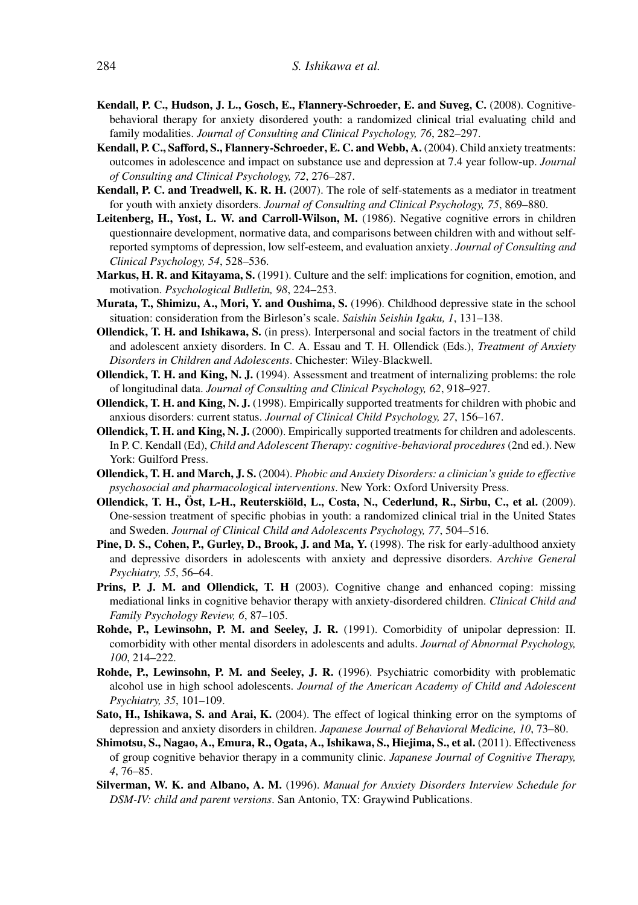**Kendall, P. C., Hudson, J. L., Gosch, E., Flannery-Schroeder, E. and Suveg, C.** (2008). Cognitive-behavioral therapy for anxiety disordered youth: a randomized clinical trial evaluating child and family modalities. *Journal of Consulting and Clinical Psychology, 76*, 282–297.

**Kendall, P. C., Safford, S., Flannery-Schroeder, E. C. and Webb, A.** (2004). Child anxiety treatments: outcomes in adolescence and impact on substance use and depression at 7.4 year follow-up. *Journal of Consulting and Clinical Psychology, 72*, 276–287.

**Kendall, P. C. and Treadwell, K. R. H.** (2007). The role of self-statements as a mediator in treatment for youth with anxiety disorders. *Journal of Consulting and Clinical Psychology, 75*, 869–880.

**Leitenberg, H., Yost, L. W. and Carroll-Wilson, M.** (1986). Negative cognitive errors in children questionnaire development, normative data, and comparisons between children with and without self-reported symptoms of depression, low self-esteem, and evaluation anxiety. *Journal of Consulting and Clinical Psychology, 54*, 528–536.

**Markus, H. R. and Kitayama, S.** (1991). Culture and the self: implications for cognition, emotion, and motivation. *Psychological Bulletin, 98*, 224–253.

**Murata, T., Shimizu, A., Mori, Y. and Oushima, S.** (1996). Childhood depressive state in the school situation: consideration from the Birleson's scale. *Saishin Seishin Igaku, 1*, 131–138.

**Ollendick, T. H. and Ishikawa, S.** (in press). Interpersonal and social factors in the treatment of child and adolescent anxiety disorders. In C. A. Essau and T. H. Ollendick (Eds.), *Treatment of Anxiety Disorders in Children and Adolescents*. Chichester: Wiley-Blackwell.

**Ollendick, T. H. and King, N. J.** (1994). Assessment and treatment of internalizing problems: the role of longitudinal data. *Journal of Consulting and Clinical Psychology, 62*, 918–927.

**Ollendick, T. H. and King, N. J.** (1998). Empirically supported treatments for children with phobic and anxious disorders: current status. *Journal of Clinical Child Psychology, 27*, 156–167.

**Ollendick, T. H. and King, N. J.** (2000). Empirically supported treatments for children and adolescents. In P. C. Kendall (Ed), *Child and Adolescent Therapy: cognitive-behavioral procedures* (2nd ed.). New York: Guilford Press.

**Ollendick, T. H. and March, J. S.** (2004). *Phobic and Anxiety Disorders: a clinician's guide to effective psychosocial and pharmacological interventions*. New York: Oxford University Press.

**Ollendick, T. H., Öst, L-H., Reuterskiöld, L., Costa, N., Cederlund, R., Sirbu, C., et al.** (2009). One-session treatment of specific phobias in youth: a randomized clinical trial in the United States and Sweden. *Journal of Clinical Child and Adolescents Psychology, 77*, 504–516.

**Pine, D. S., Cohen, P., Gurley, D., Brook, J. and Ma, Y.** (1998). The risk for early-adulthood anxiety and depressive disorders in adolescents with anxiety and depressive disorders. *Archive General Psychiatry, 55*, 56–64.

**Prins, P. J. M. and Ollendick, T. H** (2003). Cognitive change and enhanced coping: missing mediational links in cognitive behavior therapy with anxiety-disordered children. *Clinical Child and Family Psychology Review, 6*, 87–105.

**Rohde, P., Lewinsohn, P. M. and Seeley, J. R.** (1991). Comorbidity of unipolar depression: II. comorbidity with other mental disorders in adolescents and adults. *Journal of Abnormal Psychology, 100*, 214–222.

**Rohde, P., Lewinsohn, P. M. and Seeley, J. R.** (1996). Psychiatric comorbidity with problematic alcohol use in high school adolescents. *Journal of the American Academy of Child and Adolescent Psychiatry, 35*, 101–109.

**Sato, H., Ishikawa, S. and Arai, K.** (2004). The effect of logical thinking error on the symptoms of depression and anxiety disorders in children. *Japanese Journal of Behavioral Medicine, 10*, 73–80.

**Shimotsu, S., Nagao, A., Emura, R., Ogata, A., Ishikawa, S., Hiejima, S., et al.** (2011). Effectiveness of group cognitive behavior therapy in a community clinic. *Japanese Journal of Cognitive Therapy, 4*, 76–85.

**Silverman, W. K. and Albano, A. M.** (1996). *Manual for Anxiety Disorders Interview Schedule for DSM-IV: child and parent versions*. San Antonio, TX: Graywind Publications.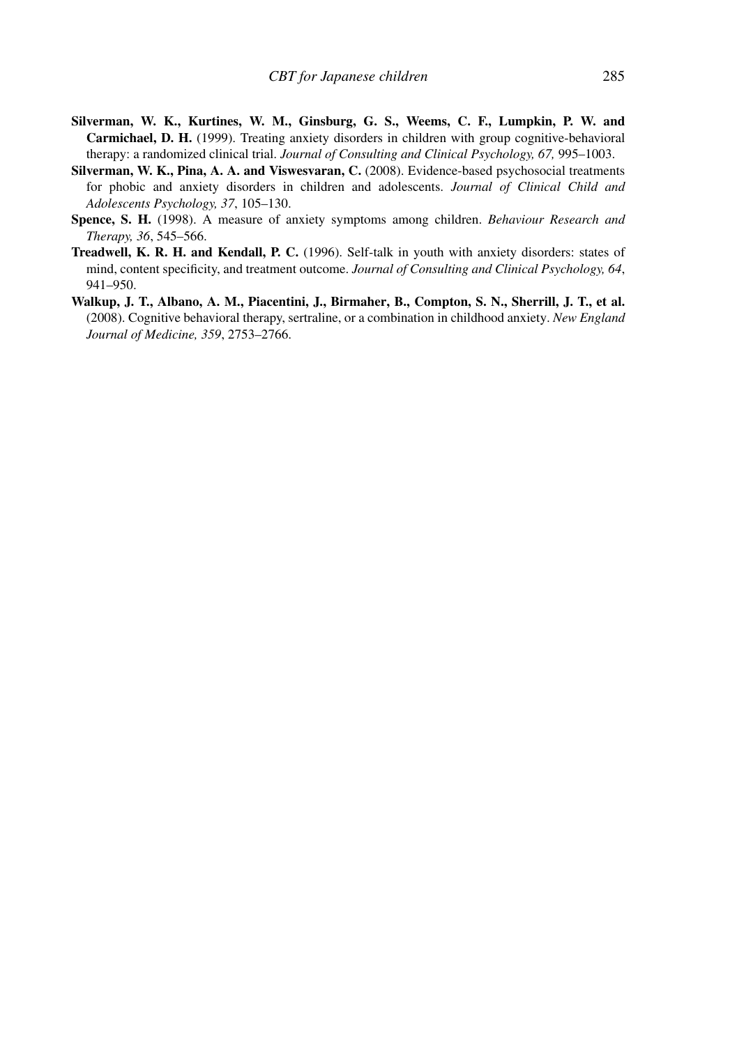**Silverman, W. K., Kurtines, W. M., Ginsburg, G. S., Weems, C. F., Lumpkin, P. W. and Carmichael, D. H.** (1999). Treating anxiety disorders in children with group cognitive-behavioral therapy: a randomized clinical trial. *Journal of Consulting and Clinical Psychology, 67,* 995–1003.

**Silverman, W. K., Pina, A. A. and Viswesvaran, C.** (2008). Evidence-based psychosocial treatments for phobic and anxiety disorders in children and adolescents. *Journal of Clinical Child and Adolescents Psychology, 37*, 105–130.

**Spence, S. H.** (1998). A measure of anxiety symptoms among children. *Behaviour Research and Therapy, 36*, 545–566.

**Treadwell, K. R. H. and Kendall, P. C.** (1996). Self-talk in youth with anxiety disorders: states of mind, content specificity, and treatment outcome. *Journal of Consulting and Clinical Psychology, 64*, 941–950.

**Walkup, J. T., Albano, A. M., Piacentini, J., Birmaher, B., Compton, S. N., Sherrill, J. T., et al.** (2008). Cognitive behavioral therapy, sertraline, or a combination in childhood anxiety. *New England Journal of Medicine, 359*, 2753–2766.